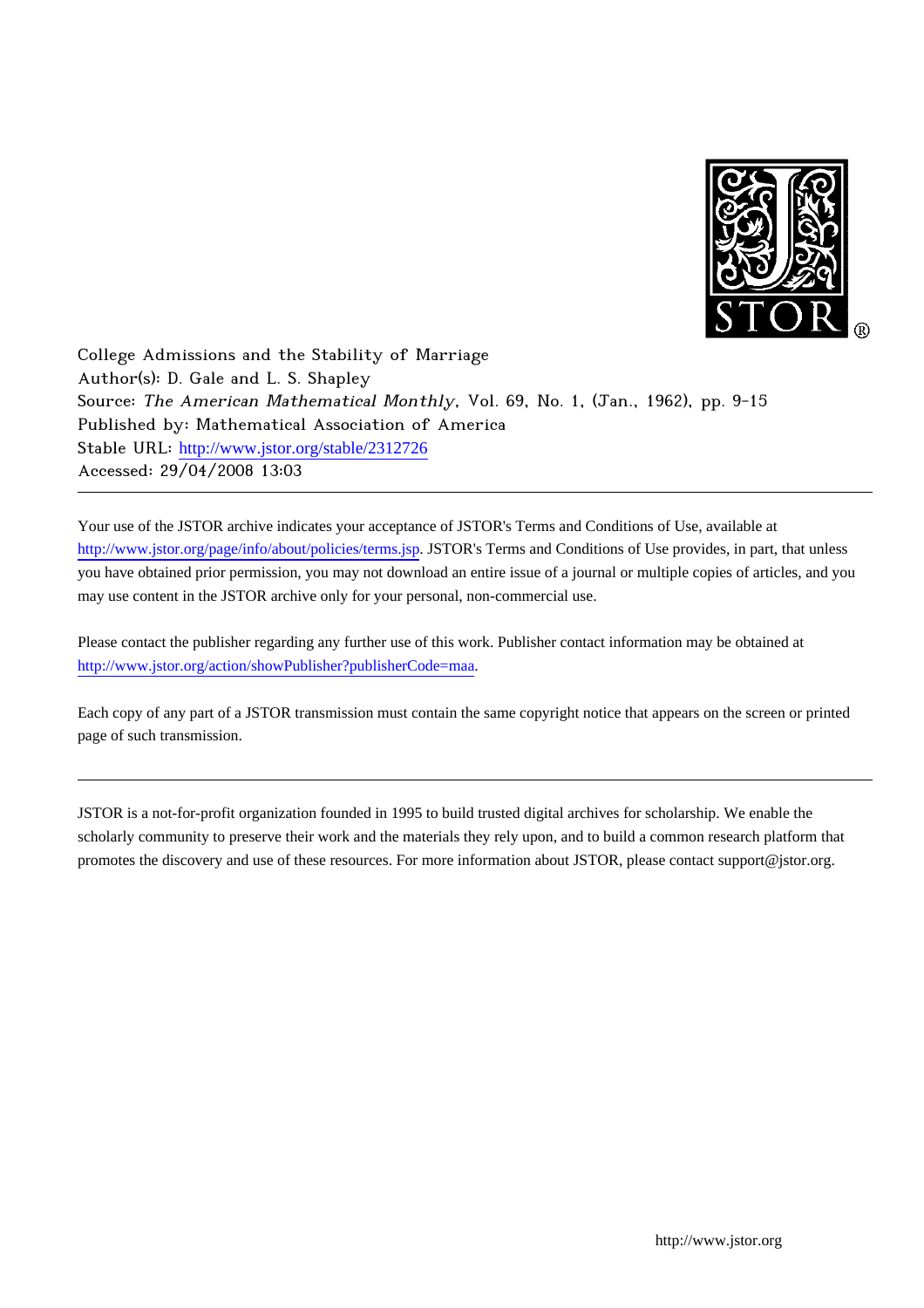College Admissions and the Stability of Marriage
Author(s): D. Gale and L. S. Shapley
Source: *The American Mathematical Monthly*, Vol. 69, No. 1, (Jan., 1962), pp. 9-15
Published by: Mathematical Association of America
Stable URL: http://www.jstor.org/stable/2312726
Accessed: 29/04/2008 13:03

---

Your use of the JSTOR archive indicates your acceptance of JSTOR's Terms and Conditions of Use, available at http://www.jstor.org/page/info/about/policies/terms.jsp. JSTOR's Terms and Conditions of Use provides, in part, that unless you have obtained prior permission, you may not download an entire issue of a journal or multiple copies of articles, and you may use content in the JSTOR archive only for your personal, non-commercial use.

Please contact the publisher regarding any further use of this work. Publisher contact information may be obtained at http://www.jstor.org/action/showPublisher?publisherCode=maa.

Each copy of any part of a JSTOR transmission must contain the same copyright notice that appears on the screen or printed page of such transmission.

---

JSTOR is a not-for-profit organization founded in 1995 to build trusted digital archives for scholarship. We enable the scholarly community to preserve their work and the materials they rely upon, and to build a common research platform that promotes the discovery and use of these resources. For more information about JSTOR, please contact support@jstor.org.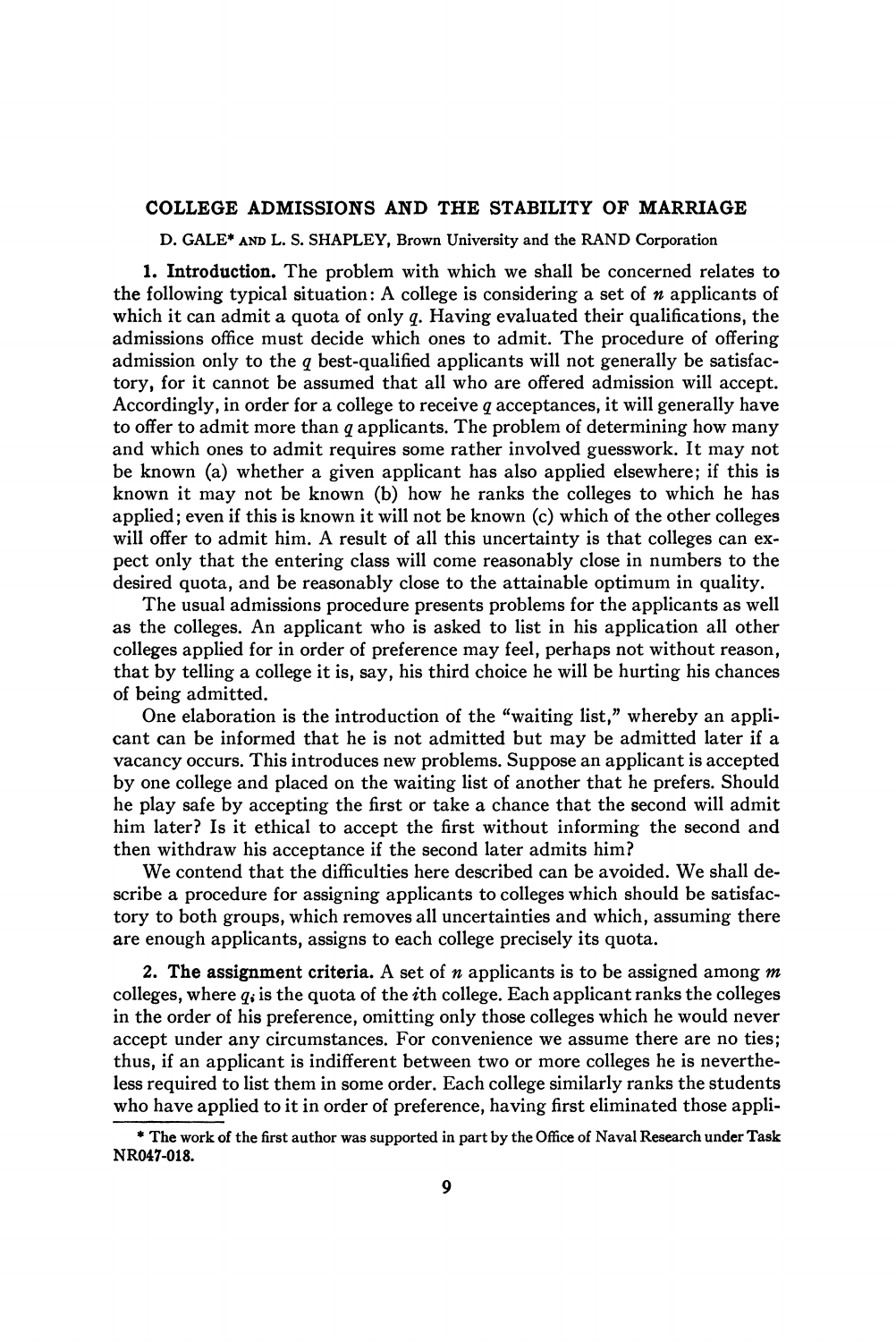# COLLEGE ADMISSIONS AND THE STABILITY OF MARRIAGE

D. GALE* AND L. S. SHAPLEY, Brown University and the RAND Corporation

**1. Introduction.** The problem with which we shall be concerned relates to the following typical situation: A college is considering a set of $n$ applicants of which it can admit a quota of only $q$. Having evaluated their qualifications, the admissions office must decide which ones to admit. The procedure of offering admission only to the $q$ best-qualified applicants will not generally be satisfactory, for it cannot be assumed that all who are offered admission will accept. Accordingly, in order for a college to receive $q$ acceptances, it will generally have to offer to admit more than $q$ applicants. The problem of determining how many and which ones to admit requires some rather involved guesswork. It may not be known (a) whether a given applicant has also applied elsewhere; if this is known it may not be known (b) how he ranks the colleges to which he has applied; even if this is known it will not be known (c) which of the other colleges will offer to admit him. A result of all this uncertainty is that colleges can expect only that the entering class will come reasonably close in numbers to the desired quota, and be reasonably close to the attainable optimum in quality.

The usual admissions procedure presents problems for the applicants as well as the colleges. An applicant who is asked to list in his application all other colleges applied for in order of preference may feel, perhaps not without reason, that by telling a college it is, say, his third choice he will be hurting his chances of being admitted.

One elaboration is the introduction of the "waiting list," whereby an applicant can be informed that he is not admitted but may be admitted later if a vacancy occurs. This introduces new problems. Suppose an applicant is accepted by one college and placed on the waiting list of another that he prefers. Should he play safe by accepting the first or take a chance that the second will admit him later? Is it ethical to accept the first without informing the second and then withdraw his acceptance if the second later admits him?

We contend that the difficulties here described can be avoided. We shall describe a procedure for assigning applicants to colleges which should be satisfactory to both groups, which removes all uncertainties and which, assuming there are enough applicants, assigns to each college precisely its quota.

**2. The assignment criteria.** A set of $n$ applicants is to be assigned among $m$ colleges, where $q_i$ is the quota of the $i$th college. Each applicant ranks the colleges in the order of his preference, omitting only those colleges which he would never accept under any circumstances. For convenience we assume there are no ties; thus, if an applicant is indifferent between two or more colleges he is nevertheless required to list them in some order. Each college similarly ranks the students who have applied to it in order of preference, having first eliminated those appli-

* The work of the first author was supported in part by the Office of Naval Research under Task NR047-018.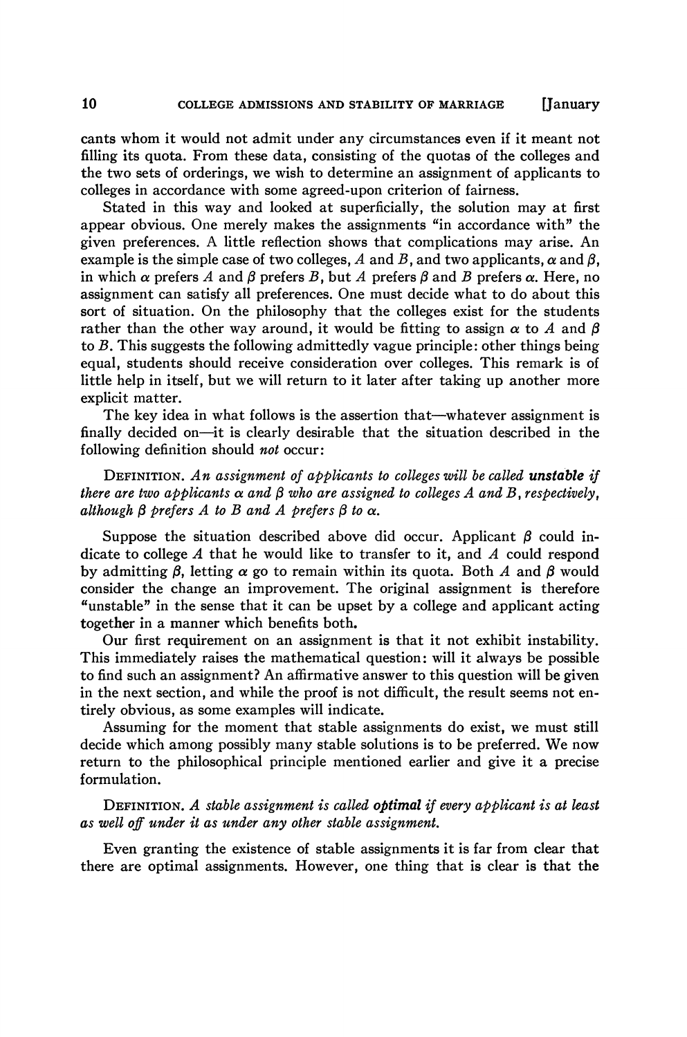cants whom it would not admit under any circumstances even if it meant not filling its quota. From these data, consisting of the quotas of the colleges and the two sets of orderings, we wish to determine an assignment of applicants to colleges in accordance with some agreed-upon criterion of fairness.

Stated in this way and looked at superficially, the solution may at first appear obvious. One merely makes the assignments "in accordance with" the given preferences. A little reflection shows that complications may arise. An example is the simple case of two colleges, $A$ and $B$, and two applicants, $\alpha$ and $\beta$, in which $\alpha$ prefers $A$ and $\beta$ prefers $B$, but $A$ prefers $\beta$ and $B$ prefers $\alpha$. Here, no assignment can satisfy all preferences. One must decide what to do about this sort of situation. On the philosophy that the colleges exist for the students rather than the other way around, it would be fitting to assign $\alpha$ to $A$ and $\beta$ to $B$. This suggests the following admittedly vague principle: other things being equal, students should receive consideration over colleges. This remark is of little help in itself, but we will return to it later after taking up another more explicit matter.

The key idea in what follows is the assertion that—whatever assignment is finally decided on—it is clearly desirable that the situation described in the following definition should *not* occur:

DEFINITION. *An assignment of applicants to colleges will be called* ***unstable*** *if there are two applicants $\alpha$ and $\beta$ who are assigned to colleges $A$ and $B$, respectively, although $\beta$ prefers $A$ to $B$ and $A$ prefers $\beta$ to $\alpha$.*

Suppose the situation described above did occur. Applicant $\beta$ could indicate to college $A$ that he would like to transfer to it, and $A$ could respond by admitting $\beta$, letting $\alpha$ go to remain within its quota. Both $A$ and $\beta$ would consider the change an improvement. The original assignment is therefore "unstable" in the sense that it can be upset by a college and applicant acting together in a manner which benefits both.

Our first requirement on an assignment is that it not exhibit instability. This immediately raises the mathematical question: will it always be possible to find such an assignment? An affirmative answer to this question will be given in the next section, and while the proof is not difficult, the result seems not entirely obvious, as some examples will indicate.

Assuming for the moment that stable assignments do exist, we must still decide which among possibly many stable solutions is to be preferred. We now return to the philosophical principle mentioned earlier and give it a precise formulation.

DEFINITION. *A stable assignment is called* ***optimal*** *if every applicant is at least as well off under it as under any other stable assignment.*

Even granting the existence of stable assignments it is far from clear that there are optimal assignments. However, one thing that is clear is that the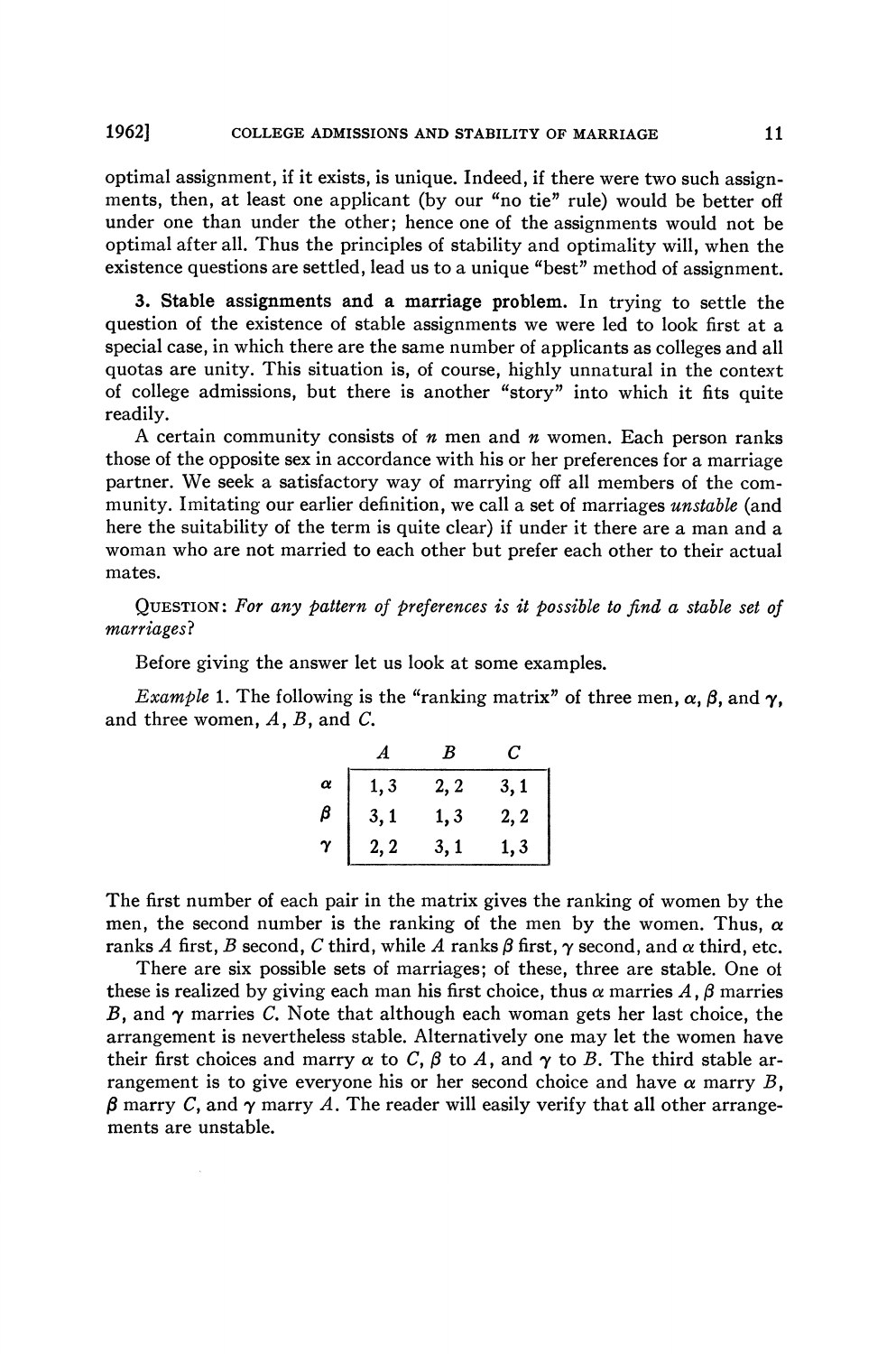optimal assignment, if it exists, is unique. Indeed, if there were two such assignments, then, at least one applicant (by our "no tie" rule) would be better off under one than under the other; hence one of the assignments would not be optimal after all. Thus the principles of stability and optimality will, when the existence questions are settled, lead us to a unique "best" method of assignment.

**3. Stable assignments and a marriage problem.** In trying to settle the question of the existence of stable assignments we were led to look first at a special case, in which there are the same number of applicants as colleges and all quotas are unity. This situation is, of course, highly unnatural in the context of college admissions, but there is another "story" into which it fits quite readily.

A certain community consists of $n$ men and $n$ women. Each person ranks those of the opposite sex in accordance with his or her preferences for a marriage partner. We seek a satisfactory way of marrying off all members of the community. Imitating our earlier definition, we call a set of marriages *unstable* (and here the suitability of the term is quite clear) if under it there are a man and a woman who are not married to each other but prefer each other to their actual mates.

QUESTION: *For any pattern of preferences is it possible to find a stable set of marriages?*

Before giving the answer let us look at some examples.

*Example* 1. The following is the "ranking matrix" of three men, $\alpha$, $\beta$, and $\gamma$, and three women, $A$, $B$, and $C$.

| | $A$ | $B$ | $C$ |
|---|---|---|---|
| $\alpha$ | 1, 3 | 2, 2 | 3, 1 |
| $\beta$ | 3, 1 | 1, 3 | 2, 2 |
| $\gamma$ | 2, 2 | 3, 1 | 1, 3 |

The first number of each pair in the matrix gives the ranking of women by the men, the second number is the ranking of the men by the women. Thus, $\alpha$ ranks $A$ first, $B$ second, $C$ third, while $A$ ranks $\beta$ first, $\gamma$ second, and $\alpha$ third, etc.

There are six possible sets of marriages; of these, three are stable. One of these is realized by giving each man his first choice, thus $\alpha$ marries $A$, $\beta$ marries $B$, and $\gamma$ marries $C$. Note that although each woman gets her last choice, the arrangement is nevertheless stable. Alternatively one may let the women have their first choices and marry $\alpha$ to $C$, $\beta$ to $A$, and $\gamma$ to $B$. The third stable arrangement is to give everyone his or her second choice and have $\alpha$ marry $B$, $\beta$ marry $C$, and $\gamma$ marry $A$. The reader will easily verify that all other arrangements are unstable.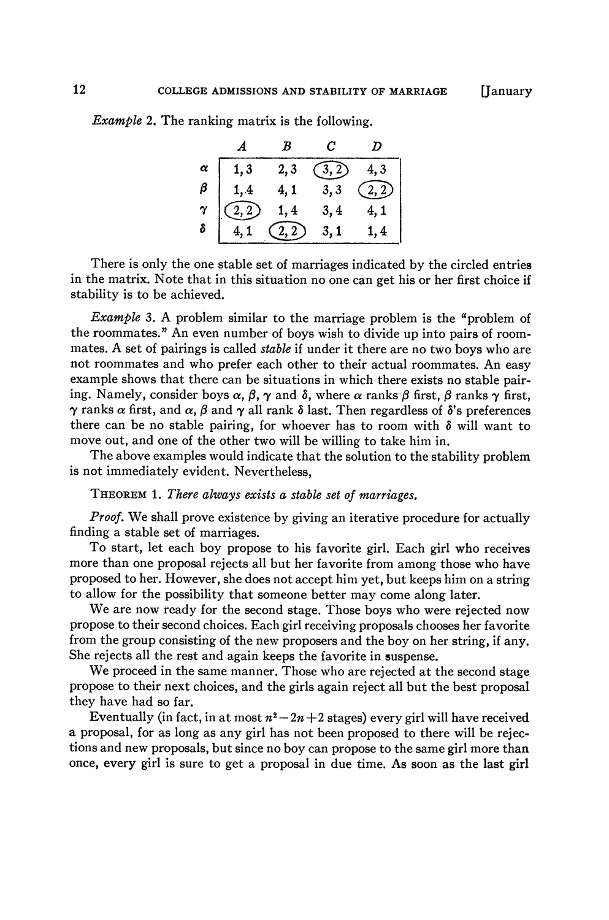*Example* 2. The ranking matrix is the following.

| | $A$ | $B$ | $C$ | $D$ |
|---|---|---|---|---|
| $\alpha$ | 1, 3 | 2, 3 | (3, 2) | 4, 3 |
| $\beta$ | 1, 4 | 4, 1 | 3, 3 | (2, 2) |
| $\gamma$ | (2, 2) | 1, 4 | 3, 4 | 4, 1 |
| $\delta$ | 4, 1 | (2, 2) | 3, 1 | 1, 4 |

There is only the one stable set of marriages indicated by the circled entries in the matrix. Note that in this situation no one can get his or her first choice if stability is to be achieved.

*Example* 3. A problem similar to the marriage problem is the "problem of the roommates." An even number of boys wish to divide up into pairs of roommates. A set of pairings is called *stable* if under it there are no two boys who are not roommates and who prefer each other to their actual roommates. An easy example shows that there can be situations in which there exists no stable pairing. Namely, consider boys $\alpha$, $\beta$, $\gamma$ and $\delta$, where $\alpha$ ranks $\beta$ first, $\beta$ ranks $\gamma$ first, $\gamma$ ranks $\alpha$ first, and $\alpha$, $\beta$ and $\gamma$ all rank $\delta$ last. Then regardless of $\delta$'s preferences there can be no stable pairing, for whoever has to room with $\delta$ will want to move out, and one of the other two will be willing to take him in.

The above examples would indicate that the solution to the stability problem is not immediately evident. Nevertheless,

THEOREM 1. *There always exists a stable set of marriages.*

*Proof.* We shall prove existence by giving an iterative procedure for actually finding a stable set of marriages.

To start, let each boy propose to his favorite girl. Each girl who receives more than one proposal rejects all but her favorite from among those who have proposed to her. However, she does not accept him yet, but keeps him on a string to allow for the possibility that someone better may come along later.

We are now ready for the second stage. Those boys who were rejected now propose to their second choices. Each girl receiving proposals chooses her favorite from the group consisting of the new proposers and the boy on her string, if any. She rejects all the rest and again keeps the favorite in suspense.

We proceed in the same manner. Those who are rejected at the second stage propose to their next choices, and the girls again reject all but the best proposal they have had so far.

Eventually (in fact, in at most $n^2-2n+2$ stages) every girl will have received a proposal, for as long as any girl has not been proposed to there will be rejections and new proposals, but since no boy can propose to the same girl more than once, every girl is sure to get a proposal in due time. As soon as the last girl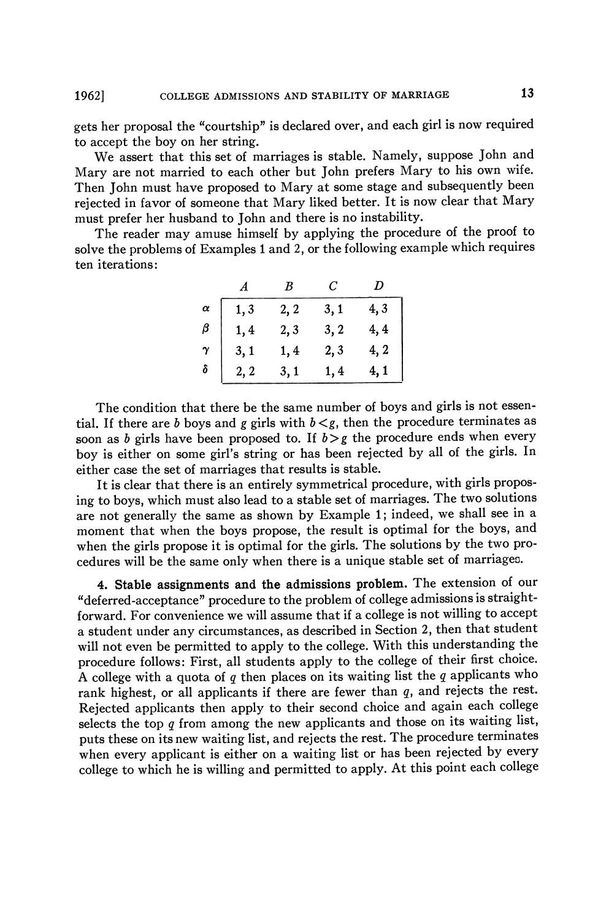gets her proposal the "courtship" is declared over, and each girl is now required to accept the boy on her string.

We assert that this set of marriages is stable. Namely, suppose John and Mary are not married to each other but John prefers Mary to his own wife. Then John must have proposed to Mary at some stage and subsequently been rejected in favor of someone that Mary liked better. It is now clear that Mary must prefer her husband to John and there is no instability.

The reader may amuse himself by applying the procedure of the proof to solve the problems of Examples 1 and 2, or the following example which requires ten iterations:

| | $A$ | $B$ | $C$ | $D$ |
|---|---|---|---|---|
| $\alpha$ | 1, 3 | 2, 2 | 3, 1 | 4, 3 |
| $\beta$ | 1, 4 | 2, 3 | 3, 2 | 4, 4 |
| $\gamma$ | 3, 1 | 1, 4 | 2, 3 | 4, 2 |
| $\delta$ | 2, 2 | 3, 1 | 1, 4 | 4, 1 |

The condition that there be the same number of boys and girls is not essential. If there are $b$ boys and $g$ girls with $b<g$, then the procedure terminates as soon as $b$ girls have been proposed to. If $b>g$ the procedure ends when every boy is either on some girl's string or has been rejected by all of the girls. In either case the set of marriages that results is stable.

It is clear that there is an entirely symmetrical procedure, with girls proposing to boys, which must also lead to a stable set of marriages. The two solutions are not generally the same as shown by Example 1; indeed, we shall see in a moment that when the boys propose, the result is optimal for the boys, and when the girls propose it is optimal for the girls. The solutions by the two procedures will be the same only when there is a unique stable set of marriages.

**4. Stable assignments and the admissions problem.** The extension of our "deferred-acceptance" procedure to the problem of college admissions is straightforward. For convenience we will assume that if a college is not willing to accept a student under any circumstances, as described in Section 2, then that student will not even be permitted to apply to the college. With this understanding the procedure follows: First, all students apply to the college of their first choice. A college with a quota of $q$ then places on its waiting list the $q$ applicants who rank highest, or all applicants if there are fewer than $q$, and rejects the rest. Rejected applicants then apply to their second choice and again each college selects the top $q$ from among the new applicants and those on its waiting list, puts these on its new waiting list, and rejects the rest. The procedure terminates when every applicant is either on a waiting list or has been rejected by every college to which he is willing and permitted to apply. At this point each college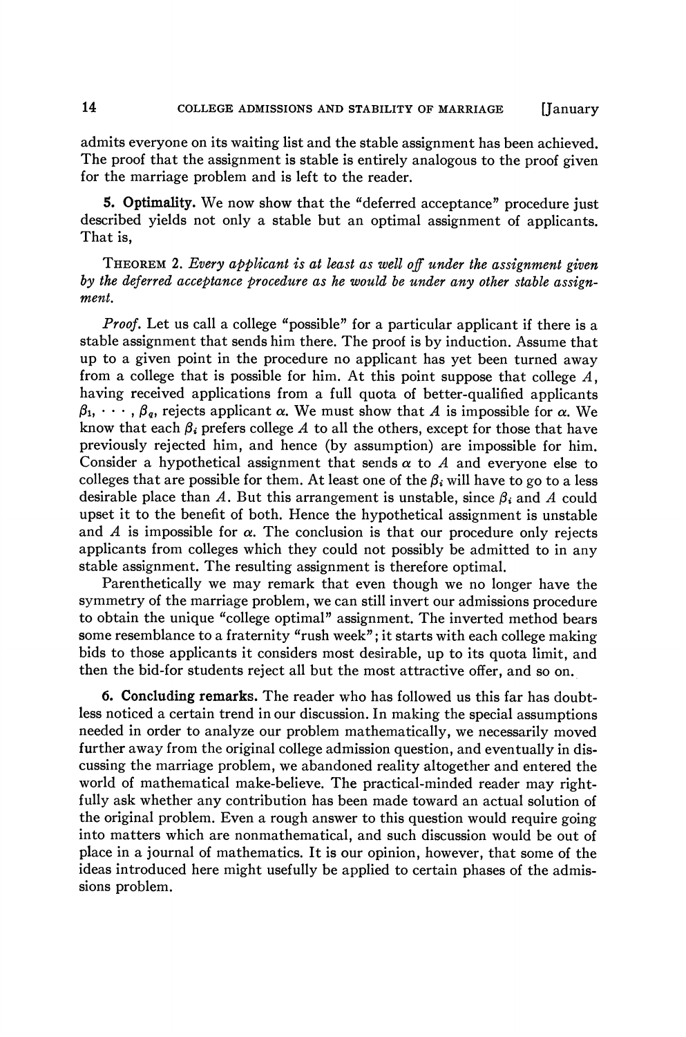admits everyone on its waiting list and the stable assignment has been achieved. The proof that the assignment is stable is entirely analogous to the proof given for the marriage problem and is left to the reader.

**5. Optimality.** We now show that the "deferred acceptance" procedure just described yields not only a stable but an optimal assignment of applicants. That is,

THEOREM 2. *Every applicant is at least as well off under the assignment given by the deferred acceptance procedure as he would be under any other stable assignment.*

*Proof.* Let us call a college "possible" for a particular applicant if there is a stable assignment that sends him there. The proof is by induction. Assume that up to a given point in the procedure no applicant has yet been turned away from a college that is possible for him. At this point suppose that college $A$, having received applications from a full quota of better-qualified applicants $\beta_1, \cdots, \beta_q$, rejects applicant $\alpha$. We must show that $A$ is impossible for $\alpha$. We know that each $\beta_i$ prefers college $A$ to all the others, except for those that have previously rejected him, and hence (by assumption) are impossible for him. Consider a hypothetical assignment that sends $\alpha$ to $A$ and everyone else to colleges that are possible for them. At least one of the $\beta_i$ will have to go to a less desirable place than $A$. But this arrangement is unstable, since $\beta_i$ and $A$ could upset it to the benefit of both. Hence the hypothetical assignment is unstable and $A$ is impossible for $\alpha$. The conclusion is that our procedure only rejects applicants from colleges which they could not possibly be admitted to in any stable assignment. The resulting assignment is therefore optimal.

Parenthetically we may remark that even though we no longer have the symmetry of the marriage problem, we can still invert our admissions procedure to obtain the unique "college optimal" assignment. The inverted method bears some resemblance to a fraternity "rush week"; it starts with each college making bids to those applicants it considers most desirable, up to its quota limit, and then the bid-for students reject all but the most attractive offer, and so on.

**6. Concluding remarks.** The reader who has followed us this far has doubtless noticed a certain trend in our discussion. In making the special assumptions needed in order to analyze our problem mathematically, we necessarily moved further away from the original college admission question, and eventually in discussing the marriage problem, we abandoned reality altogether and entered the world of mathematical make-believe. The practical-minded reader may rightfully ask whether any contribution has been made toward an actual solution of the original problem. Even a rough answer to this question would require going into matters which are nonmathematical, and such discussion would be out of place in a journal of mathematics. It is our opinion, however, that some of the ideas introduced here might usefully be applied to certain phases of the admissions problem.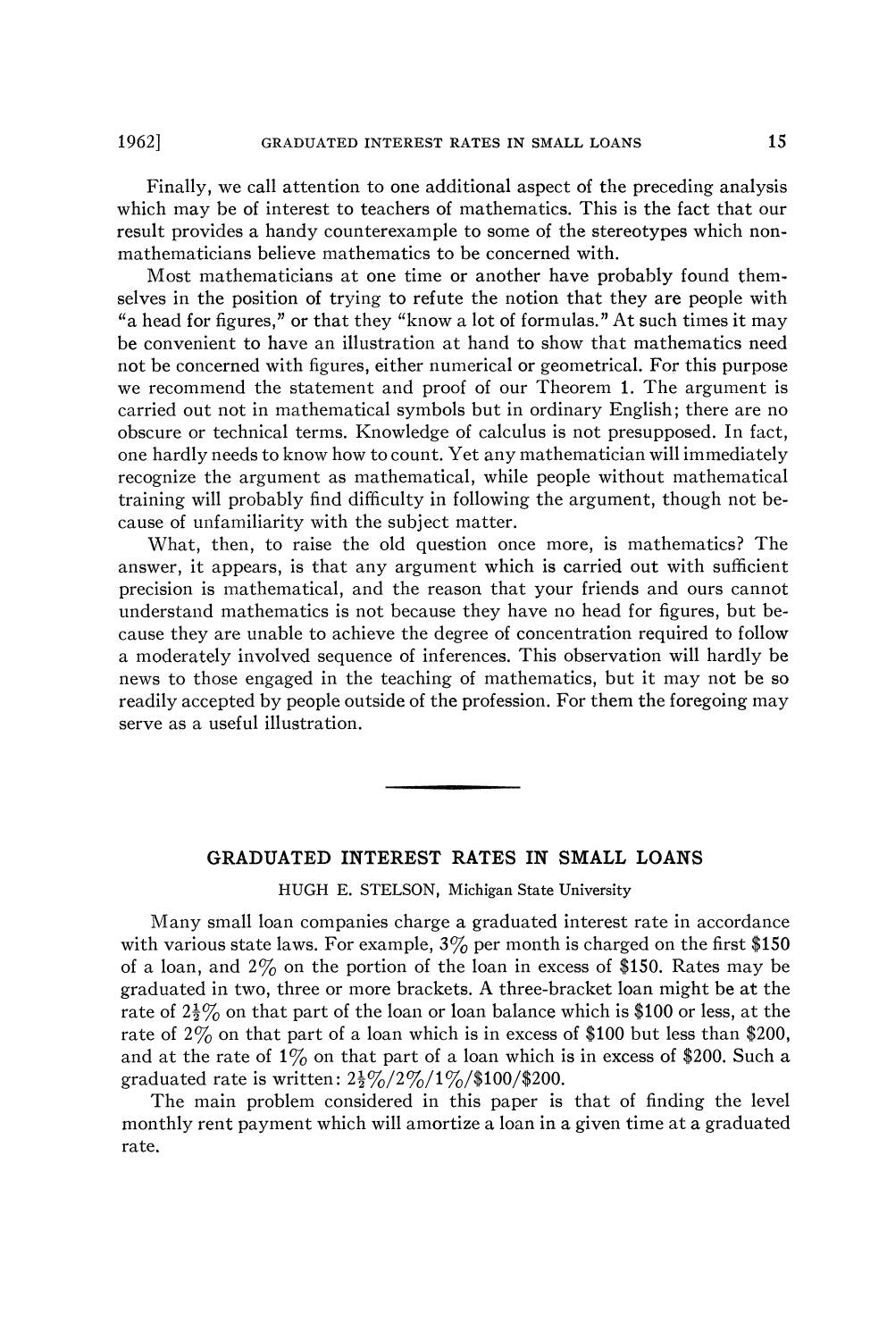Finally, we call attention to one additional aspect of the preceding analysis which may be of interest to teachers of mathematics. This is the fact that our result provides a handy counterexample to some of the stereotypes which non-mathematicians believe mathematics to be concerned with.

Most mathematicians at one time or another have probably found themselves in the position of trying to refute the notion that they are people with "a head for figures," or that they "know a lot of formulas." At such times it may be convenient to have an illustration at hand to show that mathematics need not be concerned with figures, either numerical or geometrical. For this purpose we recommend the statement and proof of our Theorem 1. The argument is carried out not in mathematical symbols but in ordinary English; there are no obscure or technical terms. Knowledge of calculus is not presupposed. In fact, one hardly needs to know how to count. Yet any mathematician will immediately recognize the argument as mathematical, while people without mathematical training will probably find difficulty in following the argument, though not because of unfamiliarity with the subject matter.

What, then, to raise the old question once more, is mathematics? The answer, it appears, is that any argument which is carried out with sufficient precision is mathematical, and the reason that your friends and ours cannot understand mathematics is not because they have no head for figures, but because they are unable to achieve the degree of concentration required to follow a moderately involved sequence of inferences. This observation will hardly be news to those engaged in the teaching of mathematics, but it may not be so readily accepted by people outside of the profession. For them the foregoing may serve as a useful illustration.

---

## GRADUATED INTEREST RATES IN SMALL LOANS

HUGH E. STELSON, Michigan State University

Many small loan companies charge a graduated interest rate in accordance with various state laws. For example, 3% per month is charged on the first \$150 of a loan, and 2% on the portion of the loan in excess of \$150. Rates may be graduated in two, three or more brackets. A three-bracket loan might be at the rate of $2\frac{1}{2}\%$ on that part of the loan or loan balance which is \$100 or less, at the rate of 2% on that part of a loan which is in excess of \$100 but less than \$200, and at the rate of 1% on that part of a loan which is in excess of \$200. Such a graduated rate is written: $2\frac{1}{2}\%/2\%/1\%/\$100/\$200$.

The main problem considered in this paper is that of finding the level monthly rent payment which will amortize a loan in a given time at a graduated rate.